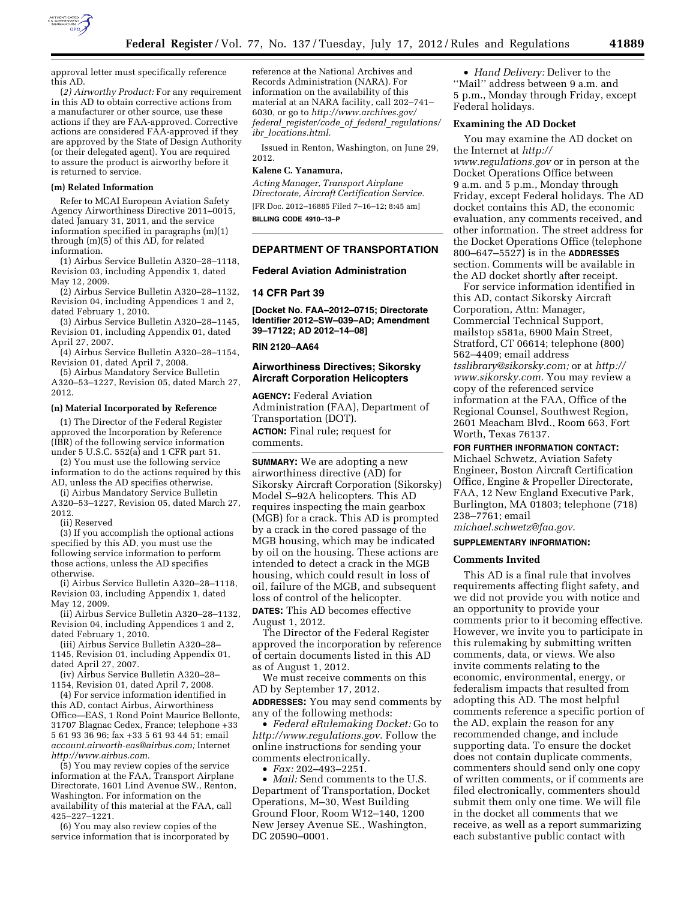approval letter must specifically reference this AD.

(*2) Airworthy Product:* For any requirement in this AD to obtain corrective actions from a manufacturer or other source, use these actions if they are FAA-approved. Corrective actions are considered FAA-approved if they are approved by the State of Design Authority (or their delegated agent). You are required to assure the product is airworthy before it is returned to service.

**(m) Related Information**

Refer to MCAI European Aviation Safety Agency Airworthiness Directive 2011–0015, dated January 31, 2011, and the service information specified in paragraphs (m)(1) through (m)(5) of this AD, for related information.

(1) Airbus Service Bulletin A320–28–1118, Revision 03, including Appendix 1, dated May 12, 2009.

(2) Airbus Service Bulletin A320–28–1132, Revision 04, including Appendices 1 and 2, dated February 1, 2010.

(3) Airbus Service Bulletin A320–28–1145, Revision 01, including Appendix 01, dated April 27, 2007.

(4) Airbus Service Bulletin A320–28–1154, Revision 01, dated April 7, 2008.

(5) Airbus Mandatory Service Bulletin A320–53–1227, Revision 05, dated March 27, 2012.

**(n) Material Incorporated by Reference**

(1) The Director of the Federal Register approved the Incorporation by Reference (IBR) of the following service information under 5 U.S.C. 552(a) and 1 CFR part 51.

(2) You must use the following service information to do the actions required by this AD, unless the AD specifies otherwise.

(i) Airbus Mandatory Service Bulletin A320–53–1227, Revision 05, dated March 27, 2012.

(ii) Reserved

(3) If you accomplish the optional actions specified by this AD, you must use the following service information to perform those actions, unless the AD specifies otherwise.

(i) Airbus Service Bulletin A320–28–1118, Revision 03, including Appendix 1, dated May 12, 2009.

(ii) Airbus Service Bulletin A320–28–1132, Revision 04, including Appendices 1 and 2, dated February 1, 2010.

(iii) Airbus Service Bulletin A320–28–1145, Revision 01, including Appendix 01, dated April 27, 2007.

(iv) Airbus Service Bulletin A320–28–1154, Revision 01, dated April 7, 2008.

(4) For service information identified in this AD, contact Airbus, Airworthiness Office—EAS, 1 Rond Point Maurice Bellonte, 31707 Blagnac Cedex, France; telephone +33 5 61 93 36 96; fax +33 5 61 93 44 51; email *account.airworth-eas@airbus.com;* Internet *http://www.airbus.com.*

(5) You may review copies of the service information at the FAA, Transport Airplane Directorate, 1601 Lind Avenue SW., Renton, Washington. For information on the availability of this material at the FAA, call 425–227–1221.

(6) You may also review copies of the service information that is incorporated by reference at the National Archives and Records Administration (NARA). For information on the availability of this material at an NARA facility, call 202–741–6030, or go to *http://www.archives.gov/federal_register/code_of_federal_regulations/ibr_locations.html.*

Issued in Renton, Washington, on June 29, 2012.

**Kalene C. Yanamura,**

*Acting Manager, Transport Airplane Directorate, Aircraft Certification Service.*

[FR Doc. 2012–16885 Filed 7–16–12; 8:45 am]

**BILLING CODE 4910–13–P**

---

## DEPARTMENT OF TRANSPORTATION

## Federal Aviation Administration

## 14 CFR Part 39

**[Docket No. FAA–2012–0715; Directorate Identifier 2012–SW–039–AD; Amendment 39–17122; AD 2012–14–08]**

**RIN 2120–AA64**

## Airworthiness Directives; Sikorsky Aircraft Corporation Helicopters

**AGENCY:** Federal Aviation Administration (FAA), Department of Transportation (DOT).

**ACTION:** Final rule; request for comments.

**SUMMARY:** We are adopting a new airworthiness directive (AD) for Sikorsky Aircraft Corporation (Sikorsky) Model S–92A helicopters. This AD requires inspecting the main gearbox (MGB) for a crack. This AD is prompted by a crack in the cored passage of the MGB housing, which may be indicated by oil on the housing. These actions are intended to detect a crack in the MGB housing, which could result in loss of oil, failure of the MGB, and subsequent loss of control of the helicopter.

**DATES:** This AD becomes effective August 1, 2012.

The Director of the Federal Register approved the incorporation by reference of certain documents listed in this AD as of August 1, 2012.

We must receive comments on this AD by September 17, 2012.

**ADDRESSES:** You may send comments by any of the following methods:

- *Federal eRulemaking Docket:* Go to *http://www.regulations.gov*. Follow the online instructions for sending your comments electronically.
- *Fax:* 202–493–2251.
- *Mail:* Send comments to the U.S. Department of Transportation, Docket Operations, M–30, West Building Ground Floor, Room W12–140, 1200 New Jersey Avenue SE., Washington, DC 20590–0001.
- *Hand Delivery:* Deliver to the ''Mail'' address between 9 a.m. and 5 p.m., Monday through Friday, except Federal holidays.

**Examining the AD Docket**

You may examine the AD docket on the Internet at *http://www.regulations.gov* or in person at the Docket Operations Office between 9 a.m. and 5 p.m., Monday through Friday, except Federal holidays. The AD docket contains this AD, the economic evaluation, any comments received, and other information. The street address for the Docket Operations Office (telephone 800–647–5527) is in the **ADDRESSES** section. Comments will be available in the AD docket shortly after receipt.

For service information identified in this AD, contact Sikorsky Aircraft Corporation, Attn: Manager, Commercial Technical Support, mailstop s581a, 6900 Main Street, Stratford, CT 06614; telephone (800) 562–4409; email address *tsslibrary@sikorsky.com;* or at *http://www.sikorsky.com*. You may review a copy of the referenced service information at the FAA, Office of the Regional Counsel, Southwest Region, 2601 Meacham Blvd., Room 663, Fort Worth, Texas 76137.

**FOR FURTHER INFORMATION CONTACT:** Michael Schwetz, Aviation Safety Engineer, Boston Aircraft Certification Office, Engine & Propeller Directorate, FAA, 12 New England Executive Park, Burlington, MA 01803; telephone (718) 238–7761; email *michael.schwetz@faa.gov*.

**SUPPLEMENTARY INFORMATION:**

**Comments Invited**

This AD is a final rule that involves requirements affecting flight safety, and we did not provide you with notice and an opportunity to provide your comments prior to it becoming effective. However, we invite you to participate in this rulemaking by submitting written comments, data, or views. We also invite comments relating to the economic, environmental, energy, or federalism impacts that resulted from adopting this AD. The most helpful comments reference a specific portion of the AD, explain the reason for any recommended change, and include supporting data. To ensure the docket does not contain duplicate comments, commenters should send only one copy of written comments, or if comments are filed electronically, commenters should submit them only one time. We will file in the docket all comments that we receive, as well as a report summarizing each substantive public contact with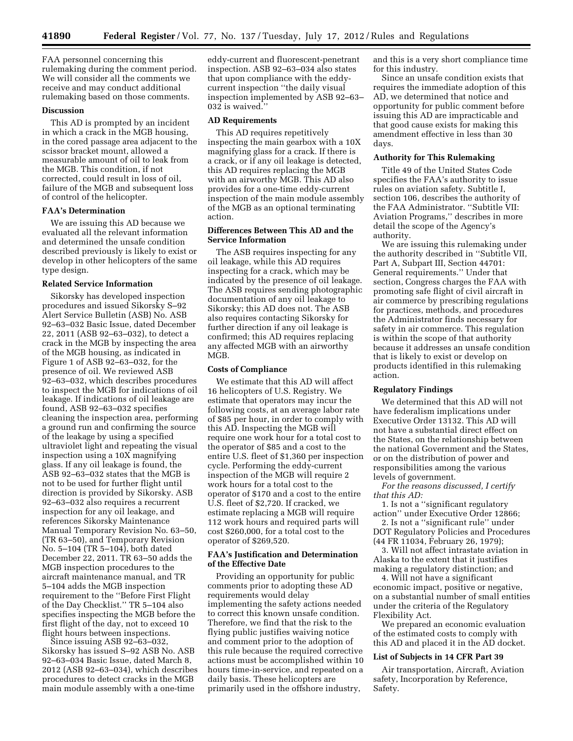FAA personnel concerning this rulemaking during the comment period. We will consider all the comments we receive and may conduct additional rulemaking based on those comments.

### Discussion

This AD is prompted by an incident in which a crack in the MGB housing, in the cored passage area adjacent to the scissor bracket mount, allowed a measurable amount of oil to leak from the MGB. This condition, if not corrected, could result in loss of oil, failure of the MGB and subsequent loss of control of the helicopter.

### FAA's Determination

We are issuing this AD because we evaluated all the relevant information and determined the unsafe condition described previously is likely to exist or develop in other helicopters of the same type design.

### Related Service Information

Sikorsky has developed inspection procedures and issued Sikorsky S–92 Alert Service Bulletin (ASB) No. ASB 92–63–032 Basic Issue, dated December 22, 2011 (ASB 92–63–032), to detect a crack in the MGB by inspecting the area of the MGB housing, as indicated in Figure 1 of ASB 92–63–032, for the presence of oil. We reviewed ASB 92–63–032, which describes procedures to inspect the MGB for indications of oil leakage. If indications of oil leakage are found, ASB 92–63–032 specifies cleaning the inspection area, performing a ground run and confirming the source of the leakage by using a specified ultraviolet light and repeating the visual inspection using a 10X magnifying glass. If any oil leakage is found, the ASB 92–63–032 states that the MGB is not to be used for further flight until direction is provided by Sikorsky. ASB 92–63–032 also requires a recurrent inspection for any oil leakage, and references Sikorsky Maintenance Manual Temporary Revision No. 63–50, (TR 63–50), and Temporary Revision No. 5–104 (TR 5–104), both dated December 22, 2011. TR 63–50 adds the MGB inspection procedures to the aircraft maintenance manual, and TR 5–104 adds the MGB inspection requirement to the ''Before First Flight of the Day Checklist.'' TR 5–104 also specifies inspecting the MGB before the first flight of the day, not to exceed 10 flight hours between inspections.

Since issuing ASB 92–63–032, Sikorsky has issued S–92 ASB No. ASB 92–63–034 Basic Issue, dated March 8, 2012 (ASB 92–63–034), which describes procedures to detect cracks in the MGB main module assembly with a one-time eddy-current and fluorescent-penetrant inspection. ASB 92–63–034 also states that upon compliance with the eddy-current inspection ''the daily visual inspection implemented by ASB 92–63–032 is waived.''

### AD Requirements

This AD requires repetitively inspecting the main gearbox with a 10X magnifying glass for a crack. If there is a crack, or if any oil leakage is detected, this AD requires replacing the MGB with an airworthy MGB. This AD also provides for a one-time eddy-current inspection of the main module assembly of the MGB as an optional terminating action.

### Differences Between This AD and the Service Information

The ASB requires inspecting for any oil leakage, while this AD requires inspecting for a crack, which may be indicated by the presence of oil leakage. The ASB requires sending photographic documentation of any oil leakage to Sikorsky; this AD does not. The ASB also requires contacting Sikorsky for further direction if any oil leakage is confirmed; this AD requires replacing any affected MGB with an airworthy MGB.

### Costs of Compliance

We estimate that this AD will affect 16 helicopters of U.S. Registry. We estimate that operators may incur the following costs, at an average labor rate of $85 per hour, in order to comply with this AD. Inspecting the MGB will require one work hour for a total cost to the operator of $85 and a cost to the entire U.S. fleet of $1,360 per inspection cycle. Performing the eddy-current inspection of the MGB will require 2 work hours for a total cost to the operator of $170 and a cost to the entire U.S. fleet of $2,720. If cracked, we estimate replacing a MGB will require 112 work hours and required parts will cost $260,000, for a total cost to the operator of $269,520.

### FAA's Justification and Determination of the Effective Date

Providing an opportunity for public comments prior to adopting these AD requirements would delay implementing the safety actions needed to correct this known unsafe condition. Therefore, we find that the risk to the flying public justifies waiving notice and comment prior to the adoption of this rule because the required corrective actions must be accomplished within 10 hours time-in-service, and repeated on a daily basis. These helicopters are primarily used in the offshore industry, and this is a very short compliance time for this industry.

Since an unsafe condition exists that requires the immediate adoption of this AD, we determined that notice and opportunity for public comment before issuing this AD are impracticable and that good cause exists for making this amendment effective in less than 30 days.

### Authority for This Rulemaking

Title 49 of the United States Code specifies the FAA's authority to issue rules on aviation safety. Subtitle I, section 106, describes the authority of the FAA Administrator. ''Subtitle VII: Aviation Programs,'' describes in more detail the scope of the Agency's authority.

We are issuing this rulemaking under the authority described in ''Subtitle VII, Part A, Subpart III, Section 44701: General requirements.'' Under that section, Congress charges the FAA with promoting safe flight of civil aircraft in air commerce by prescribing regulations for practices, methods, and procedures the Administrator finds necessary for safety in air commerce. This regulation is within the scope of that authority because it addresses an unsafe condition that is likely to exist or develop on products identified in this rulemaking action.

### Regulatory Findings

We determined that this AD will not have federalism implications under Executive Order 13132. This AD will not have a substantial direct effect on the States, on the relationship between the national Government and the States, or on the distribution of power and responsibilities among the various levels of government.

*For the reasons discussed, I certify that this AD:*

1. Is not a ''significant regulatory action'' under Executive Order 12866;
2. Is not a ''significant rule'' under DOT Regulatory Policies and Procedures (44 FR 11034, February 26, 1979);
3. Will not affect intrastate aviation in Alaska to the extent that it justifies making a regulatory distinction; and
4. Will not have a significant economic impact, positive or negative, on a substantial number of small entities under the criteria of the Regulatory Flexibility Act.

We prepared an economic evaluation of the estimated costs to comply with this AD and placed it in the AD docket.

### List of Subjects in 14 CFR Part 39

Air transportation, Aircraft, Aviation safety, Incorporation by Reference, Safety.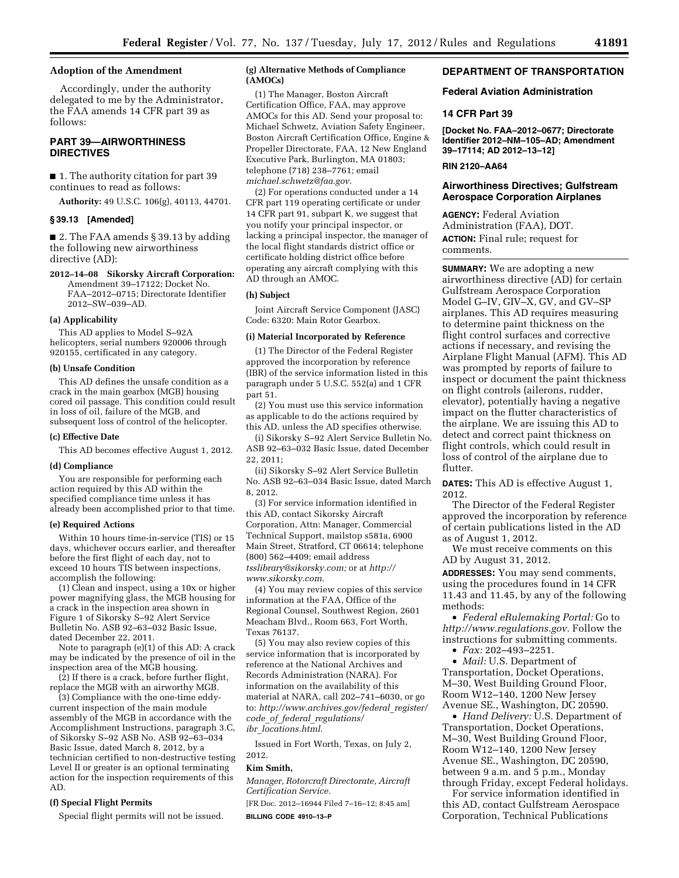## Adoption of the Amendment

Accordingly, under the authority delegated to me by the Administrator, the FAA amends 14 CFR part 39 as follows:

## PART 39—AIRWORTHINESS DIRECTIVES

■ 1. The authority citation for part 39 continues to read as follows:

**Authority:** 49 U.S.C. 106(g), 40113, 44701.

### § 39.13 [Amended]

■ 2. The FAA amends § 39.13 by adding the following new airworthiness directive (AD):

**2012–14–08 Sikorsky Aircraft Corporation:** Amendment 39–17122; Docket No. FAA–2012–0715; Directorate Identifier 2012–SW–039–AD.

#### (a) Applicability

This AD applies to Model S–92A helicopters, serial numbers 920006 through 920155, certificated in any category.

#### (b) Unsafe Condition

This AD defines the unsafe condition as a crack in the main gearbox (MGB) housing cored oil passage. This condition could result in loss of oil, failure of the MGB, and subsequent loss of control of the helicopter.

#### (c) Effective Date

This AD becomes effective August 1, 2012.

#### (d) Compliance

You are responsible for performing each action required by this AD within the specified compliance time unless it has already been accomplished prior to that time.

#### (e) Required Actions

Within 10 hours time-in-service (TIS) or 15 days, whichever occurs earlier, and thereafter before the first flight of each day, not to exceed 10 hours TIS between inspections, accomplish the following:

(1) Clean and inspect, using a 10x or higher power magnifying glass, the MGB housing for a crack in the inspection area shown in Figure 1 of Sikorsky S–92 Alert Service Bulletin No. ASB 92–63–032 Basic Issue, dated December 22, 2011.

Note to paragraph (e)(1) of this AD: A crack may be indicated by the presence of oil in the inspection area of the MGB housing.

(2) If there is a crack, before further flight, replace the MGB with an airworthy MGB.

(3) Compliance with the one-time eddy-current inspection of the main module assembly of the MGB in accordance with the Accomplishment Instructions, paragraph 3.C, of Sikorsky S–92 ASB No. ASB 92–63–034 Basic Issue, dated March 8, 2012, by a technician certified to non-destructive testing Level II or greater is an optional terminating action for the inspection requirements of this AD.

#### (f) Special Flight Permits

Special flight permits will not be issued.

#### (g) Alternative Methods of Compliance (AMOCs)

(1) The Manager, Boston Aircraft Certification Office, FAA, may approve AMOCs for this AD. Send your proposal to: Michael Schwetz, Aviation Safety Engineer, Boston Aircraft Certification Office, Engine & Propeller Directorate, FAA, 12 New England Executive Park, Burlington, MA 01803; telephone (718) 238–7761; email *michael.schwetz@faa.gov*.

(2) For operations conducted under a 14 CFR part 119 operating certificate or under 14 CFR part 91, subpart K, we suggest that you notify your principal inspector, or lacking a principal inspector, the manager of the local flight standards district office or certificate holding district office before operating any aircraft complying with this AD through an AMOC.

#### (h) Subject

Joint Aircraft Service Component (JASC) Code: 6320: Main Rotor Gearbox.

#### (i) Material Incorporated by Reference

(1) The Director of the Federal Register approved the incorporation by reference (IBR) of the service information listed in this paragraph under 5 U.S.C. 552(a) and 1 CFR part 51.

(2) You must use this service information as applicable to do the actions required by this AD, unless the AD specifies otherwise.

(i) Sikorsky S–92 Alert Service Bulletin No. ASB 92–63–032 Basic Issue, dated December 22, 2011;

(ii) Sikorsky S–92 Alert Service Bulletin No. ASB 92–63–034 Basic Issue, dated March 8, 2012.

(3) For service information identified in this AD, contact Sikorsky Aircraft Corporation, Attn: Manager, Commercial Technical Support, mailstop s581a, 6900 Main Street, Stratford, CT 06614; telephone (800) 562–4409; email address *tsslibrary@sikorsky.com;* or at *http://www.sikorsky.com*.

(4) You may review copies of this service information at the FAA, Office of the Regional Counsel, Southwest Region, 2601 Meacham Blvd., Room 663, Fort Worth, Texas 76137.

(5) You may also review copies of this service information that is incorporated by reference at the National Archives and Records Administration (NARA). For information on the availability of this material at NARA, call 202–741–6030, or go to: *http://www.archives.gov/federal_register/code_of_federal_regulations/ibr_locations.html*.

Issued in Fort Worth, Texas, on July 2, 2012.

**Kim Smith,**

*Manager, Rotorcraft Directorate, Aircraft Certification Service.*

[FR Doc. 2012–16944 Filed 7–16–12; 8:45 am]

**BILLING CODE 4910–13–P**

## DEPARTMENT OF TRANSPORTATION

## Federal Aviation Administration

## 14 CFR Part 39

**[Docket No. FAA–2012–0677; Directorate Identifier 2012–NM–105–AD; Amendment 39–17114; AD 2012–13–12]**

**RIN 2120–AA64**

## Airworthiness Directives; Gulfstream Aerospace Corporation Airplanes

**AGENCY:** Federal Aviation Administration (FAA), DOT.

**ACTION:** Final rule; request for comments.

**SUMMARY:** We are adopting a new airworthiness directive (AD) for certain Gulfstream Aerospace Corporation Model G–IV, GIV–X, GV, and GV–SP airplanes. This AD requires measuring to determine paint thickness on the flight control surfaces and corrective actions if necessary, and revising the Airplane Flight Manual (AFM). This AD was prompted by reports of failure to inspect or document the paint thickness on flight controls (ailerons, rudder, elevator), potentially having a negative impact on the flutter characteristics of the airplane. We are issuing this AD to detect and correct paint thickness on flight controls, which could result in loss of control of the airplane due to flutter.

**DATES:** This AD is effective August 1, 2012.

The Director of the Federal Register approved the incorporation by reference of certain publications listed in the AD as of August 1, 2012.

We must receive comments on this AD by August 31, 2012.

**ADDRESSES:** You may send comments, using the procedures found in 14 CFR 11.43 and 11.45, by any of the following methods:

- *Federal eRulemaking Portal:* Go to *http://www.regulations.gov*. Follow the instructions for submitting comments.
- *Fax:* 202–493–2251.
- *Mail:* U.S. Department of Transportation, Docket Operations, M–30, West Building Ground Floor, Room W12–140, 1200 New Jersey Avenue SE., Washington, DC 20590.
- *Hand Delivery:* U.S. Department of Transportation, Docket Operations, M–30, West Building Ground Floor, Room W12–140, 1200 New Jersey Avenue SE., Washington, DC 20590, between 9 a.m. and 5 p.m., Monday through Friday, except Federal holidays.

For service information identified in this AD, contact Gulfstream Aerospace Corporation, Technical Publications